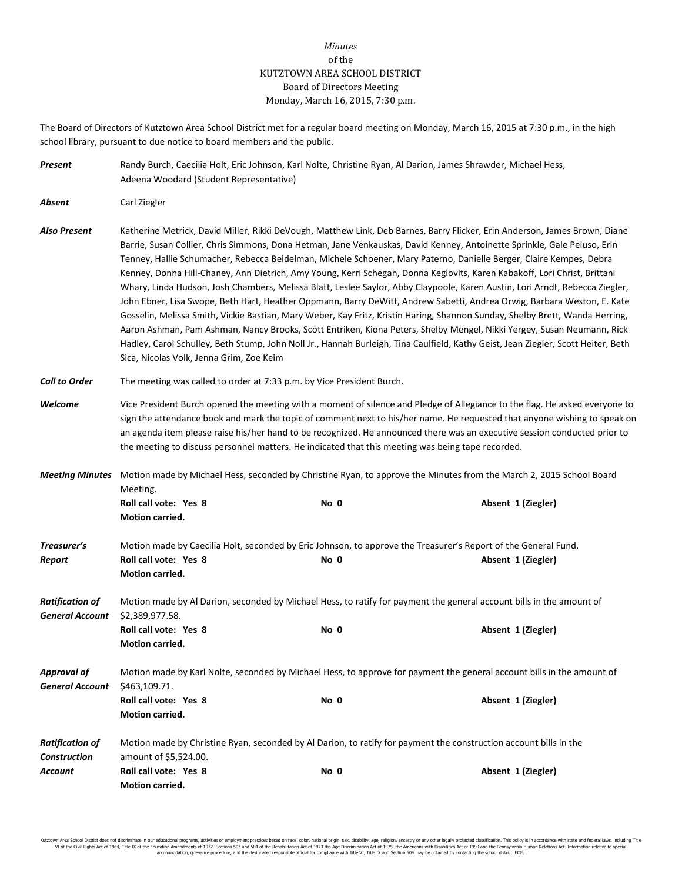*Minutes*
of the
KUTZTOWN AREA SCHOOL DISTRICT
Board of Directors Meeting
Monday, March 16, 2015, 7:30 p.m.

The Board of Directors of Kutztown Area School District met for a regular board meeting on Monday, March 16, 2015 at 7:30 p.m., in the high school library, pursuant to due notice to board members and the public.

***Present*** Randy Burch, Caecilia Holt, Eric Johnson, Karl Nolte, Christine Ryan, Al Darion, James Shrawder, Michael Hess, Adeena Woodard (Student Representative)

***Absent*** Carl Ziegler

***Also Present*** Katherine Metrick, David Miller, Rikki DeVough, Matthew Link, Deb Barnes, Barry Flicker, Erin Anderson, James Brown, Diane Barrie, Susan Collier, Chris Simmons, Dona Hetman, Jane Venkauskas, David Kenney, Antoinette Sprinkle, Gale Peluso, Erin Tenney, Hallie Schumacher, Rebecca Beidelman, Michele Schoener, Mary Paterno, Danielle Berger, Claire Kempes, Debra Kenney, Donna Hill-Chaney, Ann Dietrich, Amy Young, Kerri Schegan, Donna Keglovits, Karen Kabakoff, Lori Christ, Brittani Whary, Linda Hudson, Josh Chambers, Melissa Blatt, Leslee Saylor, Abby Claypoole, Karen Austin, Lori Arndt, Rebecca Ziegler, John Ebner, Lisa Swope, Beth Hart, Heather Oppmann, Barry DeWitt, Andrew Sabetti, Andrea Orwig, Barbara Weston, E. Kate Gosselin, Melissa Smith, Vickie Bastian, Mary Weber, Kay Fritz, Kristin Haring, Shannon Sunday, Shelby Brett, Wanda Herring, Aaron Ashman, Pam Ashman, Nancy Brooks, Scott Entriken, Kiona Peters, Shelby Mengel, Nikki Yergey, Susan Neumann, Rick Hadley, Carol Schulley, Beth Stump, John Noll Jr., Hannah Burleigh, Tina Caulfield, Kathy Geist, Jean Ziegler, Scott Heiter, Beth Sica, Nicolas Volk, Jenna Grim, Zoe Keim

***Call to Order*** The meeting was called to order at 7:33 p.m. by Vice President Burch.

***Welcome*** Vice President Burch opened the meeting with a moment of silence and Pledge of Allegiance to the flag. He asked everyone to sign the attendance book and mark the topic of comment next to his/her name. He requested that anyone wishing to speak on an agenda item please raise his/her hand to be recognized. He announced there was an executive session conducted prior to the meeting to discuss personnel matters. He indicated that this meeting was being tape recorded.

***Meeting Minutes*** Motion made by Michael Hess, seconded by Christine Ryan, to approve the Minutes from the March 2, 2015 School Board Meeting.

**Roll call vote: Yes 8** **No 0** **Absent 1 (Ziegler)**
**Motion carried.**

***Treasurer's Report*** Motion made by Caecilia Holt, seconded by Eric Johnson, to approve the Treasurer's Report of the General Fund.

**Roll call vote: Yes 8** **No 0** **Absent 1 (Ziegler)**
**Motion carried.**

***Ratification of General Account*** Motion made by Al Darion, seconded by Michael Hess, to ratify for payment the general account bills in the amount of $2,389,977.58.

**Roll call vote: Yes 8** **No 0** **Absent 1 (Ziegler)**
**Motion carried.**

***Approval of General Account*** Motion made by Karl Nolte, seconded by Michael Hess, to approve for payment the general account bills in the amount of $463,109.71.

**Roll call vote: Yes 8** **No 0** **Absent 1 (Ziegler)**
**Motion carried.**

***Ratification of Construction Account*** Motion made by Christine Ryan, seconded by Al Darion, to ratify for payment the construction account bills in the amount of $5,524.00.

**Roll call vote: Yes 8** **No 0** **Absent 1 (Ziegler)**
**Motion carried.**

Kutztown Area School District does not discriminate in our educational programs, activities or employment practices based on race, color, national origin, sex, disability, age, religion, ancestry or any other legally protected classification. This policy is in accordance with state and federal laws, including Title VI of the Civil Rights Act of 1964, Title IX of the Education Amendments of 1972, Sections 503 and 504 of the Rehabilitation Act of 1973 the Age Discrimination Act of 1975, the Americans with Disabilities Act of 1990 and the Pennsylvania Human Relations Act. Information relative to special accommodation, grievance procedure, and the designated responsible official for compliance with Title VI, Title IX and Section 504 may be obtained by contacting the school district. EOE.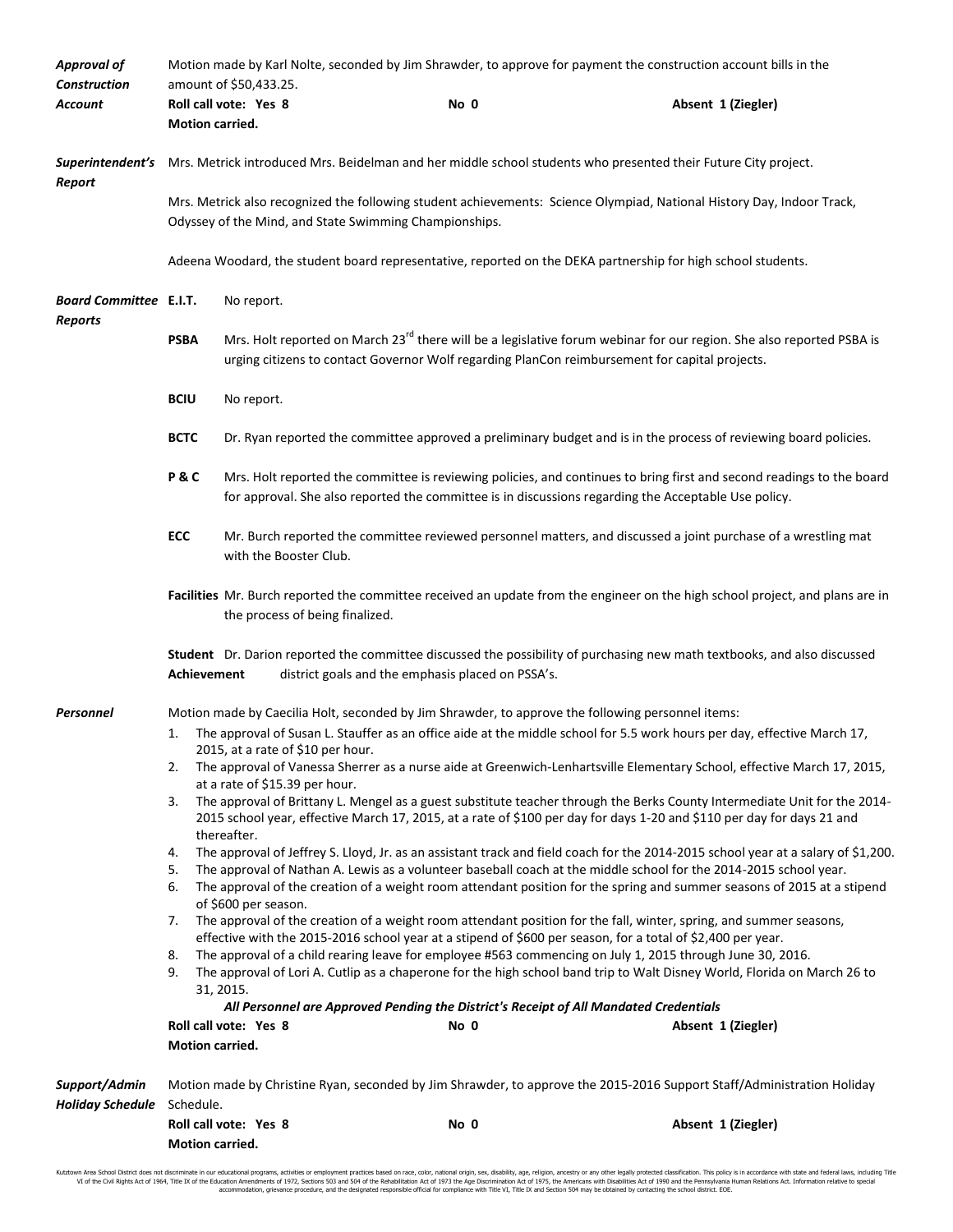***Approval of Construction Account***

Motion made by Karl Nolte, seconded by Jim Shrawder, to approve for payment the construction account bills in the amount of $50,433.25.

**Roll call vote: Yes 8** **No 0** **Absent 1 (Ziegler)**

**Motion carried.**

***Superintendent's Report***

Mrs. Metrick introduced Mrs. Beidelman and her middle school students who presented their Future City project.

Mrs. Metrick also recognized the following student achievements: Science Olympiad, National History Day, Indoor Track, Odyssey of the Mind, and State Swimming Championships.

Adeena Woodard, the student board representative, reported on the DEKA partnership for high school students.

***Board Committee Reports***

**E.I.T.** No report.

**PSBA** Mrs. Holt reported on March 23rd there will be a legislative forum webinar for our region. She also reported PSBA is urging citizens to contact Governor Wolf regarding PlanCon reimbursement for capital projects.

**BCIU** No report.

**BCTC** Dr. Ryan reported the committee approved a preliminary budget and is in the process of reviewing board policies.

**P & C** Mrs. Holt reported the committee is reviewing policies, and continues to bring first and second readings to the board for approval. She also reported the committee is in discussions regarding the Acceptable Use policy.

**ECC** Mr. Burch reported the committee reviewed personnel matters, and discussed a joint purchase of a wrestling mat with the Booster Club.

**Facilities** Mr. Burch reported the committee received an update from the engineer on the high school project, and plans are in the process of being finalized.

**Student Achievement** Dr. Darion reported the committee discussed the possibility of purchasing new math textbooks, and also discussed district goals and the emphasis placed on PSSA's.

***Personnel***

Motion made by Caecilia Holt, seconded by Jim Shrawder, to approve the following personnel items:

1. The approval of Susan L. Stauffer as an office aide at the middle school for 5.5 work hours per day, effective March 17, 2015, at a rate of $10 per hour.
2. The approval of Vanessa Sherrer as a nurse aide at Greenwich-Lenhartsville Elementary School, effective March 17, 2015, at a rate of $15.39 per hour.
3. The approval of Brittany L. Mengel as a guest substitute teacher through the Berks County Intermediate Unit for the 2014-2015 school year, effective March 17, 2015, at a rate of $100 per day for days 1-20 and $110 per day for days 21 and thereafter.
4. The approval of Jeffrey S. Lloyd, Jr. as an assistant track and field coach for the 2014-2015 school year at a salary of $1,200.
5. The approval of Nathan A. Lewis as a volunteer baseball coach at the middle school for the 2014-2015 school year.
6. The approval of the creation of a weight room attendant position for the spring and summer seasons of 2015 at a stipend of $600 per season.
7. The approval of the creation of a weight room attendant position for the fall, winter, spring, and summer seasons, effective with the 2015-2016 school year at a stipend of $600 per season, for a total of $2,400 per year.
8. The approval of a child rearing leave for employee #563 commencing on July 1, 2015 through June 30, 2016.
9. The approval of Lori A. Cutlip as a chaperone for the high school band trip to Walt Disney World, Florida on March 26 to 31, 2015.

***All Personnel are Approved Pending the District's Receipt of All Mandated Credentials***

**Roll call vote: Yes 8** **No 0** **Absent 1 (Ziegler)**

**Motion carried.**

***Support/Admin Holiday Schedule***

Motion made by Christine Ryan, seconded by Jim Shrawder, to approve the 2015-2016 Support Staff/Administration Holiday Schedule.

**Roll call vote: Yes 8** **No 0** **Absent 1 (Ziegler)**

**Motion carried.**

Kutztown Area School District does not discriminate in our educational programs, activities or employment practices based on race, color, national origin, sex, disability, age, religion, ancestry or any other legally protected classification. This policy is in accordance with state and federal laws, including Title VI of the Civil Rights Act of 1964, Title IX of the Education Amendments of 1972, Sections 503 and 504 of the Rehabilitation Act of 1973 the Age Discrimination Act of 1975, the Americans with Disabilities Act of 1990 and the Pennsylvania Human Relations Act. Information relative to special accommodation, grievance procedure, and the designated responsible official for compliance with Title VI, Title IX and Section 504 may be obtained by contacting the school district. EOE.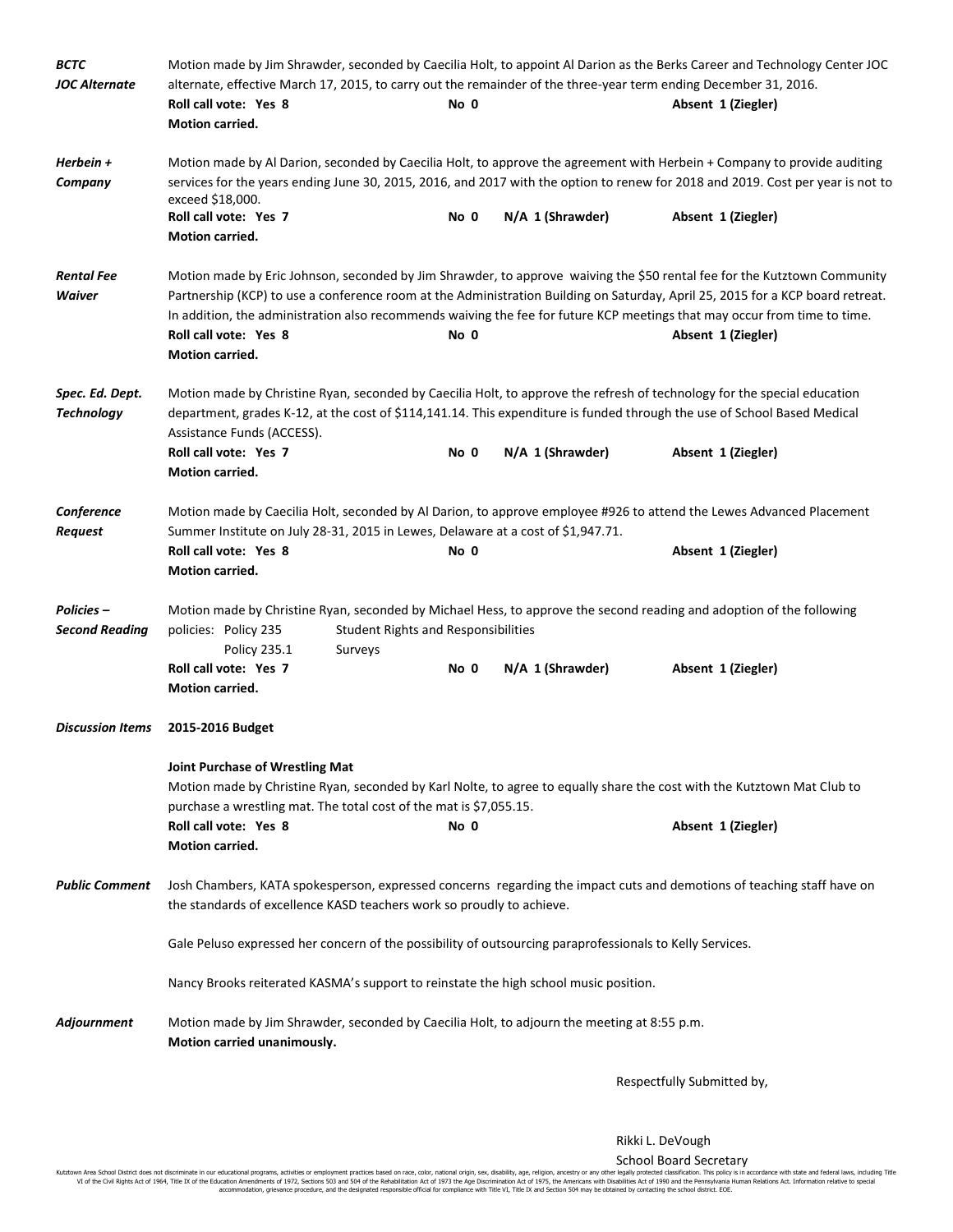***BCTC JOC Alternate***

Motion made by Jim Shrawder, seconded by Caecilia Holt, to appoint Al Darion as the Berks Career and Technology Center JOC alternate, effective March 17, 2015, to carry out the remainder of the three-year term ending December 31, 2016.

**Roll call vote: Yes 8** **No 0** **Absent 1 (Ziegler)**
**Motion carried.**

***Herbein + Company***

Motion made by Al Darion, seconded by Caecilia Holt, to approve the agreement with Herbein + Company to provide auditing services for the years ending June 30, 2015, 2016, and 2017 with the option to renew for 2018 and 2019. Cost per year is not to exceed $18,000.

**Roll call vote: Yes 7** **No 0** **N/A 1 (Shrawder)** **Absent 1 (Ziegler)**
**Motion carried.**

***Rental Fee Waiver***

Motion made by Eric Johnson, seconded by Jim Shrawder, to approve waiving the $50 rental fee for the Kutztown Community Partnership (KCP) to use a conference room at the Administration Building on Saturday, April 25, 2015 for a KCP board retreat. In addition, the administration also recommends waiving the fee for future KCP meetings that may occur from time to time.

**Roll call vote: Yes 8** **No 0** **Absent 1 (Ziegler)**
**Motion carried.**

***Spec. Ed. Dept. Technology***

Motion made by Christine Ryan, seconded by Caecilia Holt, to approve the refresh of technology for the special education department, grades K-12, at the cost of $114,141.14. This expenditure is funded through the use of School Based Medical Assistance Funds (ACCESS).

**Roll call vote: Yes 7** **No 0** **N/A 1 (Shrawder)** **Absent 1 (Ziegler)**
**Motion carried.**

***Conference Request***

Motion made by Caecilia Holt, seconded by Al Darion, to approve employee #926 to attend the Lewes Advanced Placement Summer Institute on July 28-31, 2015 in Lewes, Delaware at a cost of $1,947.71.

**Roll call vote: Yes 8** **No 0** **Absent 1 (Ziegler)**
**Motion carried.**

***Policies – Second Reading***

Motion made by Christine Ryan, seconded by Michael Hess, to approve the second reading and adoption of the following policies:

- Policy 235 Student Rights and Responsibilities
- Policy 235.1 Surveys

**Roll call vote: Yes 7** **No 0** **N/A 1 (Shrawder)** **Absent 1 (Ziegler)**
**Motion carried.**

***Discussion Items***

**2015-2016 Budget**

**Joint Purchase of Wrestling Mat**

Motion made by Christine Ryan, seconded by Karl Nolte, to agree to equally share the cost with the Kutztown Mat Club to purchase a wrestling mat. The total cost of the mat is $7,055.15.

**Roll call vote: Yes 8** **No 0** **Absent 1 (Ziegler)**
**Motion carried.**

***Public Comment***

Josh Chambers, KATA spokesperson, expressed concerns regarding the impact cuts and demotions of teaching staff have on the standards of excellence KASD teachers work so proudly to achieve.

Gale Peluso expressed her concern of the possibility of outsourcing paraprofessionals to Kelly Services.

Nancy Brooks reiterated KASMA's support to reinstate the high school music position.

***Adjournment***

Motion made by Jim Shrawder, seconded by Caecilia Holt, to adjourn the meeting at 8:55 p.m.
**Motion carried unanimously.**

Respectfully Submitted by,

Rikki L. DeVough
School Board Secretary

Kutztown Area School District does not discriminate in our educational programs, activities or employment practices based on race, color, national origin, sex, disability, age, religion, ancestry or any other legally protected classification. This policy is in accordance with state and federal laws, including Title VI of the Civil Rights Act of 1964, Title IX of the Education Amendments of 1972, Sections 503 and 504 of the Rehabilitation Act of 1973 the Age Discrimination Act of 1975, the Americans with Disabilities Act of 1990 and the Pennsylvania Human Relations Act. Information relative to special accommodation, grievance procedure, and the designated responsible official for compliance with Title VI, Title IX and Section 504 may be obtained by contacting the school district. EOE.